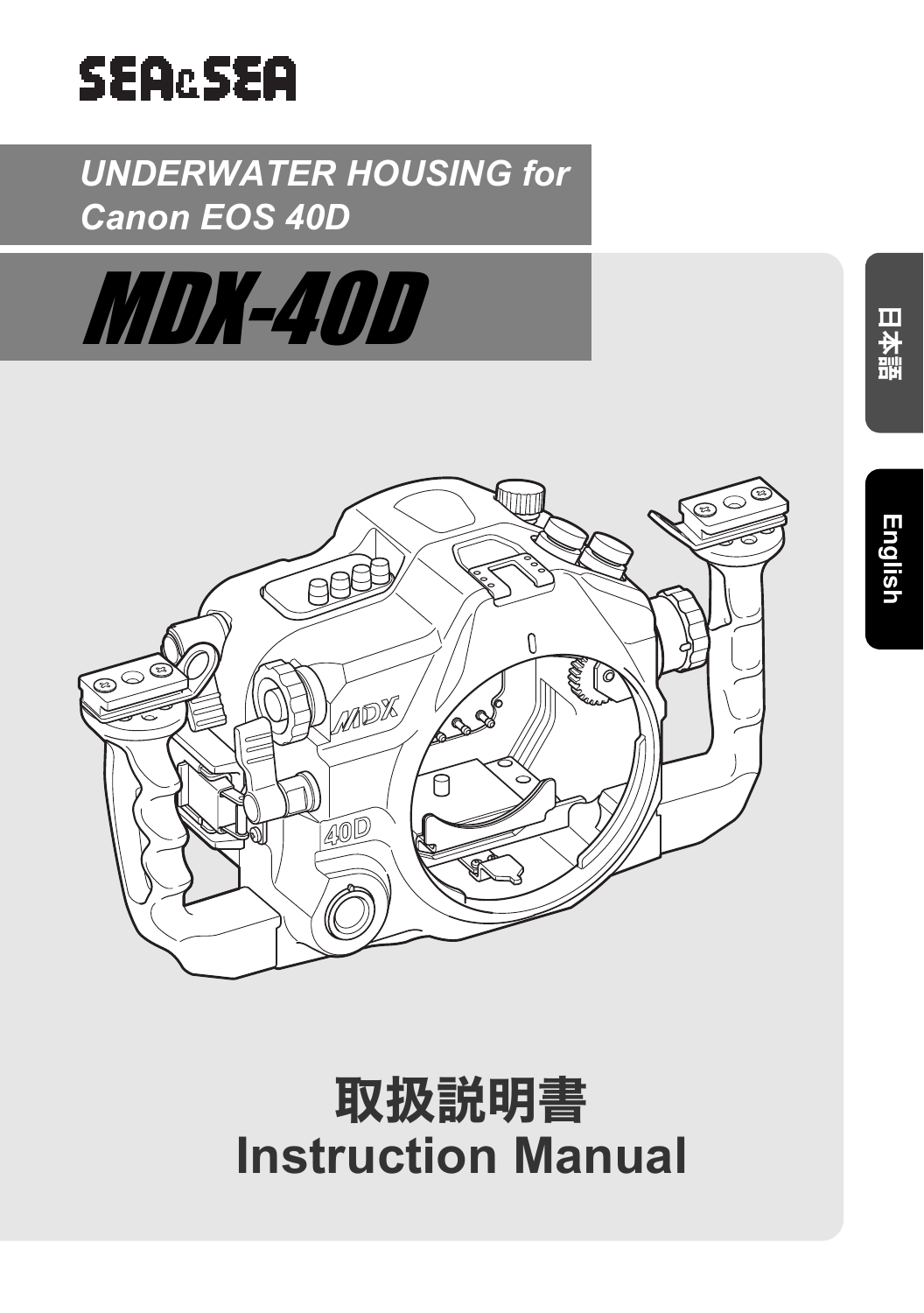SEA&SEA

*UNDERWATER HOUSING for Canon EOS 40D*

# MDX-40D

日本語

English

# 取扱説明書
# Instruction Manual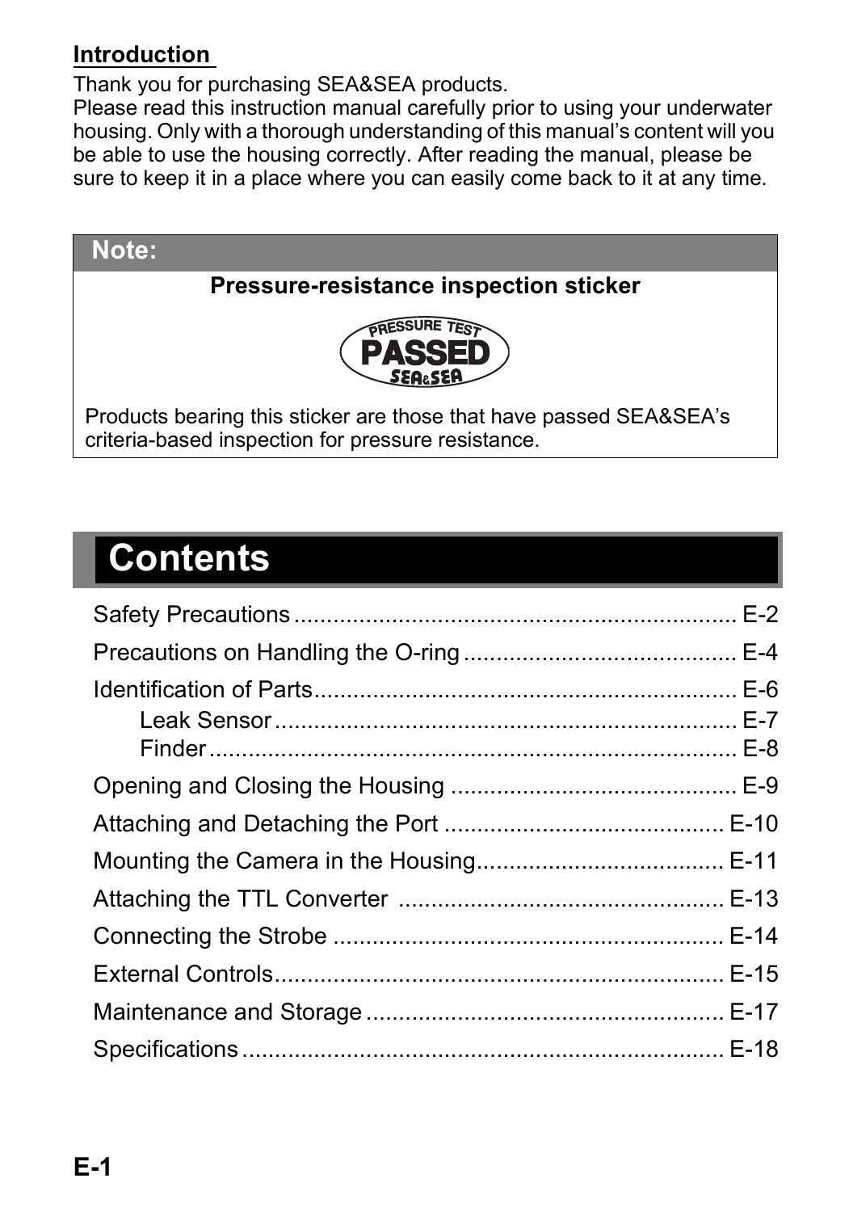**Introduction**

Thank you for purchasing SEA&SEA products.
Please read this instruction manual carefully prior to using your underwater housing. Only with a thorough understanding of this manual's content will you be able to use the housing correctly. After reading the manual, please be sure to keep it in a place where you can easily come back to it at any time.

> **Note:**
>
> **Pressure-resistance inspection sticker**
>
> PRESSURE TEST PASSED SEA&SEA
>
> Products bearing this sticker are those that have passed SEA&SEA's criteria-based inspection for pressure resistance.

# Contents

| | |
|---|---|
| Safety Precautions | E-2 |
| Precautions on Handling the O-ring | E-4 |
| Identification of Parts | E-6 |
| Leak Sensor | E-7 |
| Finder | E-8 |
| Opening and Closing the Housing | E-9 |
| Attaching and Detaching the Port | E-10 |
| Mounting the Camera in the Housing | E-11 |
| Attaching the TTL Converter | E-13 |
| Connecting the Strobe | E-14 |
| External Controls | E-15 |
| Maintenance and Storage | E-17 |
| Specifications | E-18 |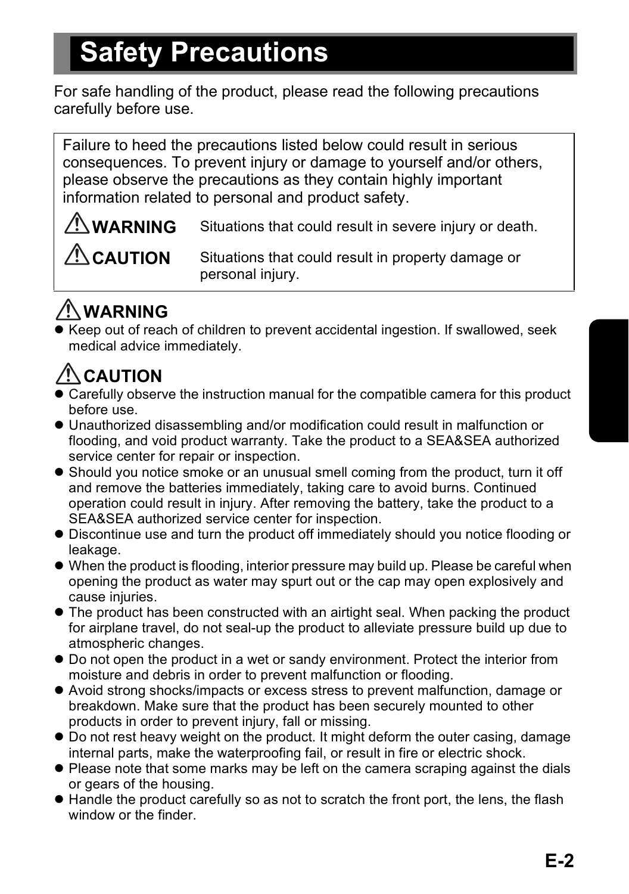# Safety Precautions

For safe handling of the product, please read the following precautions carefully before use.

Failure to heed the precautions listed below could result in serious consequences. To prevent injury or damage to yourself and/or others, please observe the precautions as they contain highly important information related to personal and product safety.

| | |
|---|---|
| ⚠ **WARNING** | Situations that could result in severe injury or death. |
| ⚠ **CAUTION** | Situations that could result in property damage or personal injury. |

## ⚠ WARNING

- Keep out of reach of children to prevent accidental ingestion. If swallowed, seek medical advice immediately.

## ⚠ CAUTION

- Carefully observe the instruction manual for the compatible camera for this product before use.
- Unauthorized disassembling and/or modification could result in malfunction or flooding, and void product warranty. Take the product to a SEA&SEA authorized service center for repair or inspection.
- Should you notice smoke or an unusual smell coming from the product, turn it off and remove the batteries immediately, taking care to avoid burns. Continued operation could result in injury. After removing the battery, take the product to a SEA&SEA authorized service center for inspection.
- Discontinue use and turn the product off immediately should you notice flooding or leakage.
- When the product is flooding, interior pressure may build up. Please be careful when opening the product as water may spurt out or the cap may open explosively and cause injuries.
- The product has been constructed with an airtight seal. When packing the product for airplane travel, do not seal-up the product to alleviate pressure build up due to atmospheric changes.
- Do not open the product in a wet or sandy environment. Protect the interior from moisture and debris in order to prevent malfunction or flooding.
- Avoid strong shocks/impacts or excess stress to prevent malfunction, damage or breakdown. Make sure that the product has been securely mounted to other products in order to prevent injury, fall or missing.
- Do not rest heavy weight on the product. It might deform the outer casing, damage internal parts, make the waterproofing fail, or result in fire or electric shock.
- Please note that some marks may be left on the camera scraping against the dials or gears of the housing.
- Handle the product carefully so as not to scratch the front port, the lens, the flash window or the finder.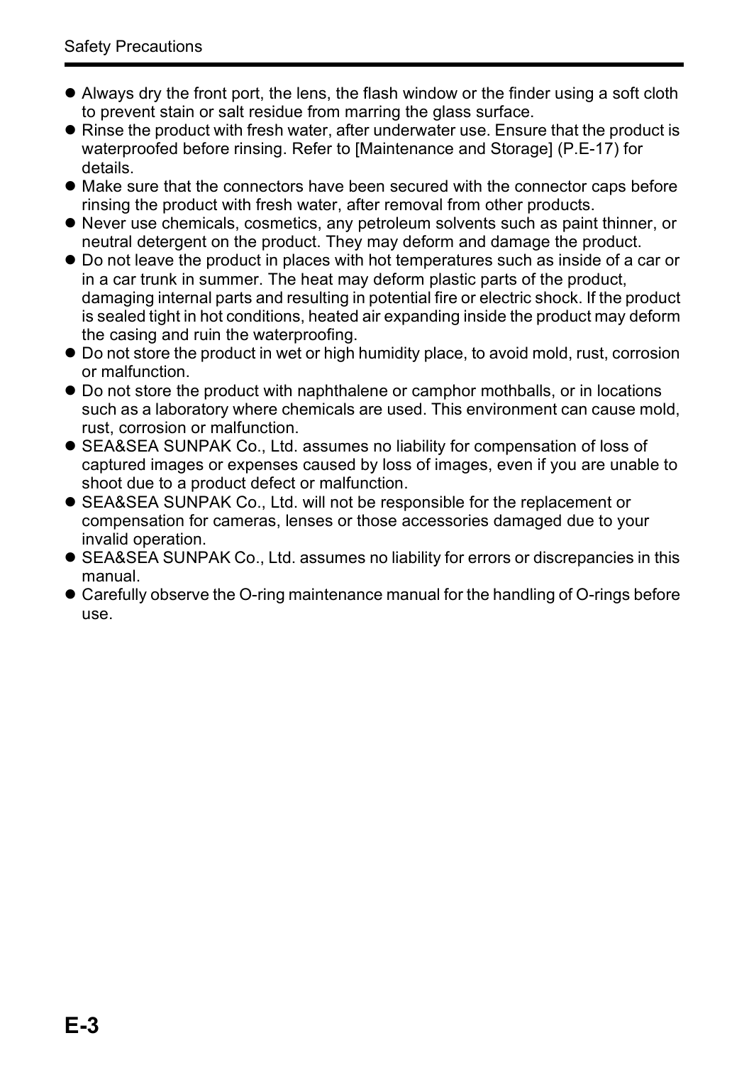- Always dry the front port, the lens, the flash window or the finder using a soft cloth to prevent stain or salt residue from marring the glass surface.
- Rinse the product with fresh water, after underwater use. Ensure that the product is waterproofed before rinsing. Refer to [Maintenance and Storage] (P.E-17) for details.
- Make sure that the connectors have been secured with the connector caps before rinsing the product with fresh water, after removal from other products.
- Never use chemicals, cosmetics, any petroleum solvents such as paint thinner, or neutral detergent on the product. They may deform and damage the product.
- Do not leave the product in places with hot temperatures such as inside of a car or in a car trunk in summer. The heat may deform plastic parts of the product, damaging internal parts and resulting in potential fire or electric shock. If the product is sealed tight in hot conditions, heated air expanding inside the product may deform the casing and ruin the waterproofing.
- Do not store the product in wet or high humidity place, to avoid mold, rust, corrosion or malfunction.
- Do not store the product with naphthalene or camphor mothballs, or in locations such as a laboratory where chemicals are used. This environment can cause mold, rust, corrosion or malfunction.
- SEA&SEA SUNPAK Co., Ltd. assumes no liability for compensation of loss of captured images or expenses caused by loss of images, even if you are unable to shoot due to a product defect or malfunction.
- SEA&SEA SUNPAK Co., Ltd. will not be responsible for the replacement or compensation for cameras, lenses or those accessories damaged due to your invalid operation.
- SEA&SEA SUNPAK Co., Ltd. assumes no liability for errors or discrepancies in this manual.
- Carefully observe the O-ring maintenance manual for the handling of O-rings before use.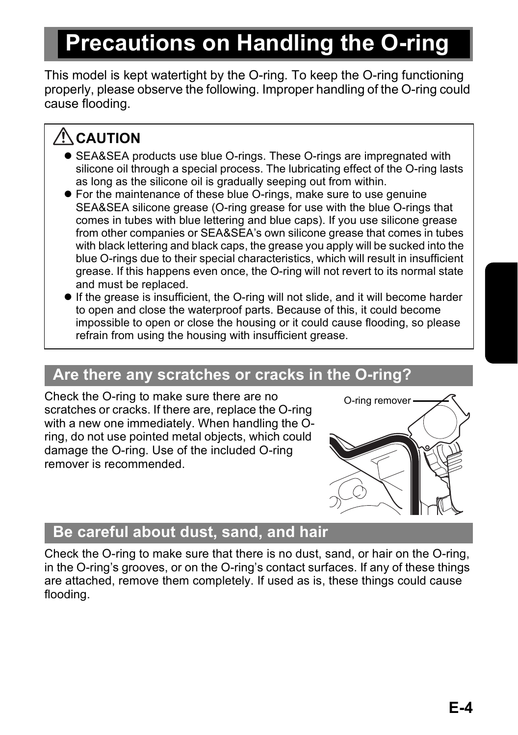# Precautions on Handling the O-ring

This model is kept watertight by the O-ring. To keep the O-ring functioning properly, please observe the following. Improper handling of the O-ring could cause flooding.

> **⚠ CAUTION**
>
> - SEA&SEA products use blue O-rings. These O-rings are impregnated with silicone oil through a special process. The lubricating effect of the O-ring lasts as long as the silicone oil is gradually seeping out from within.
> - For the maintenance of these blue O-rings, make sure to use genuine SEA&SEA silicone grease (O-ring grease for use with the blue O-rings that comes in tubes with blue lettering and blue caps). If you use silicone grease from other companies or SEA&SEA's own silicone grease that comes in tubes with black lettering and black caps, the grease you apply will be sucked into the blue O-rings due to their special characteristics, which will result in insufficient grease. If this happens even once, the O-ring will not revert to its normal state and must be replaced.
> - If the grease is insufficient, the O-ring will not slide, and it will become harder to open and close the waterproof parts. Because of this, it could become impossible to open or close the housing or it could cause flooding, so please refrain from using the housing with insufficient grease.

## Are there any scratches or cracks in the O-ring?

Check the O-ring to make sure there are no scratches or cracks. If there are, replace the O-ring with a new one immediately. When handling the O-ring, do not use pointed metal objects, which could damage the O-ring. Use of the included O-ring remover is recommended.

O-ring remover

## Be careful about dust, sand, and hair

Check the O-ring to make sure that there is no dust, sand, or hair on the O-ring, in the O-ring's grooves, or on the O-ring's contact surfaces. If any of these things are attached, remove them completely. If used as is, these things could cause flooding.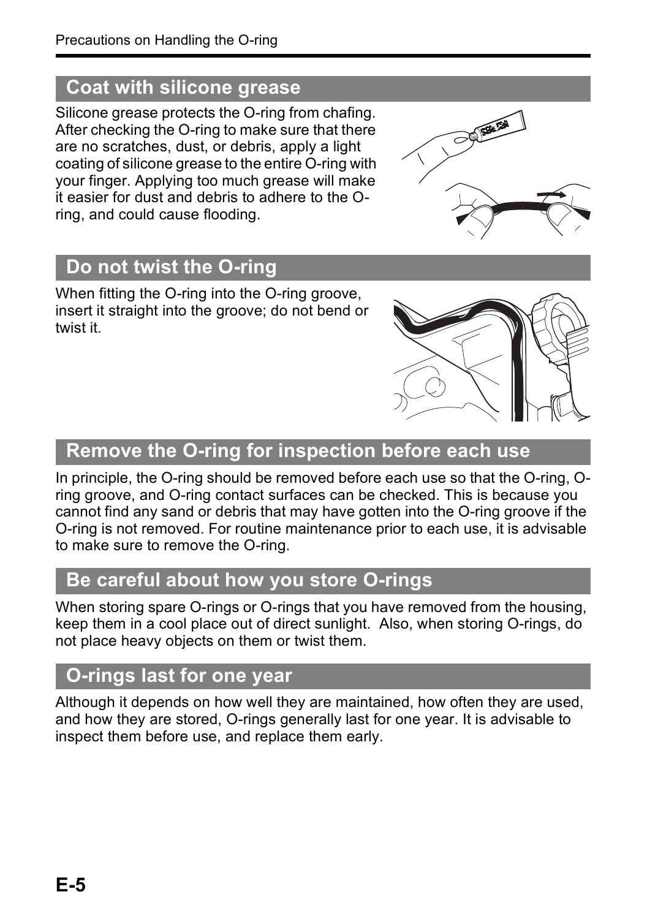## Coat with silicone grease

Silicone grease protects the O-ring from chafing. After checking the O-ring to make sure that there are no scratches, dust, or debris, apply a light coating of silicone grease to the entire O-ring with your finger. Applying too much grease will make it easier for dust and debris to adhere to the O-ring, and could cause flooding.

## Do not twist the O-ring

When fitting the O-ring into the O-ring groove, insert it straight into the groove; do not bend or twist it.

## Remove the O-ring for inspection before each use

In principle, the O-ring should be removed before each use so that the O-ring, O-ring groove, and O-ring contact surfaces can be checked. This is because you cannot find any sand or debris that may have gotten into the O-ring groove if the O-ring is not removed. For routine maintenance prior to each use, it is advisable to make sure to remove the O-ring.

## Be careful about how you store O-rings

When storing spare O-rings or O-rings that you have removed from the housing, keep them in a cool place out of direct sunlight. Also, when storing O-rings, do not place heavy objects on them or twist them.

## O-rings last for one year

Although it depends on how well they are maintained, how often they are used, and how they are stored, O-rings generally last for one year. It is advisable to inspect them before use, and replace them early.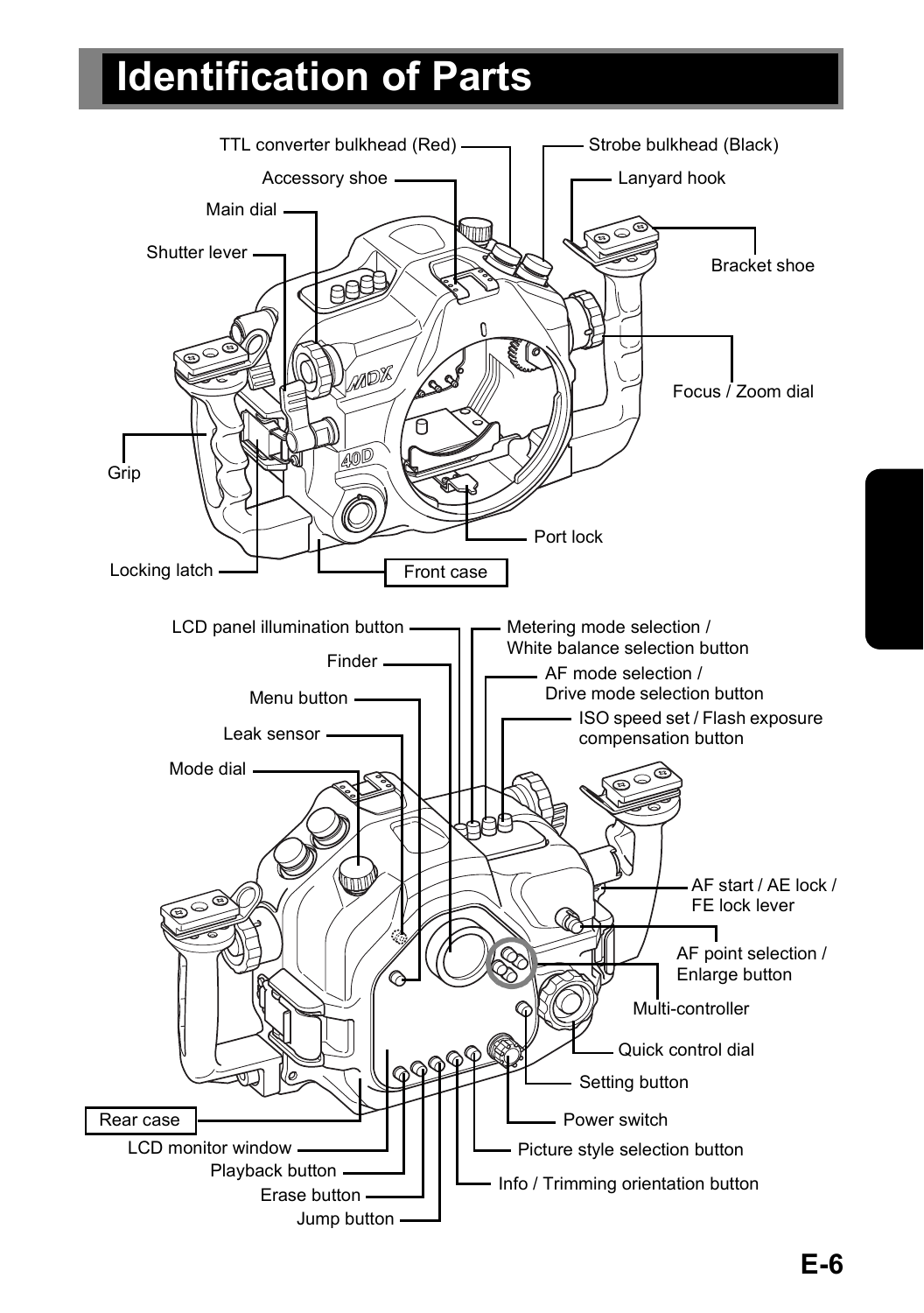# Identification of Parts

TTL converter bulkhead (Red)

Strobe bulkhead (Black)

Accessory shoe

Lanyard hook

Main dial

Shutter lever

Bracket shoe

Focus / Zoom dial

Grip

Port lock

Locking latch

Front case

LCD panel illumination button

Metering mode selection / White balance selection button

Finder

AF mode selection / Drive mode selection button

Menu button

ISO speed set / Flash exposure compensation button

Leak sensor

Mode dial

AF start / AE lock / FE lock lever

AF point selection / Enlarge button

Multi-controller

Quick control dial

Setting button

Rear case

Power switch

LCD monitor window

Picture style selection button

Playback button

Info / Trimming orientation button

Erase button

Jump button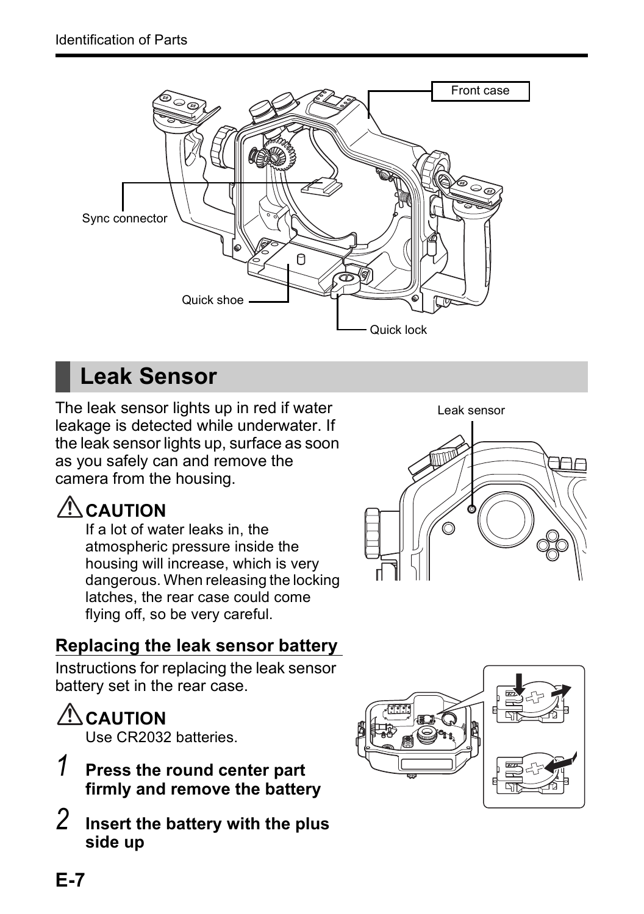Front case

Sync connector

Quick shoe

Quick lock

## Leak Sensor

The leak sensor lights up in red if water leakage is detected while underwater. If the leak sensor lights up, surface as soon as you safely can and remove the camera from the housing.

Leak sensor

**⚠ CAUTION**

If a lot of water leaks in, the atmospheric pressure inside the housing will increase, which is very dangerous. When releasing the locking latches, the rear case could come flying off, so be very careful.

### Replacing the leak sensor battery

Instructions for replacing the leak sensor battery set in the rear case.

**⚠ CAUTION**

Use CR2032 batteries.

1. **Press the round center part firmly and remove the battery**
2. **Insert the battery with the plus side up**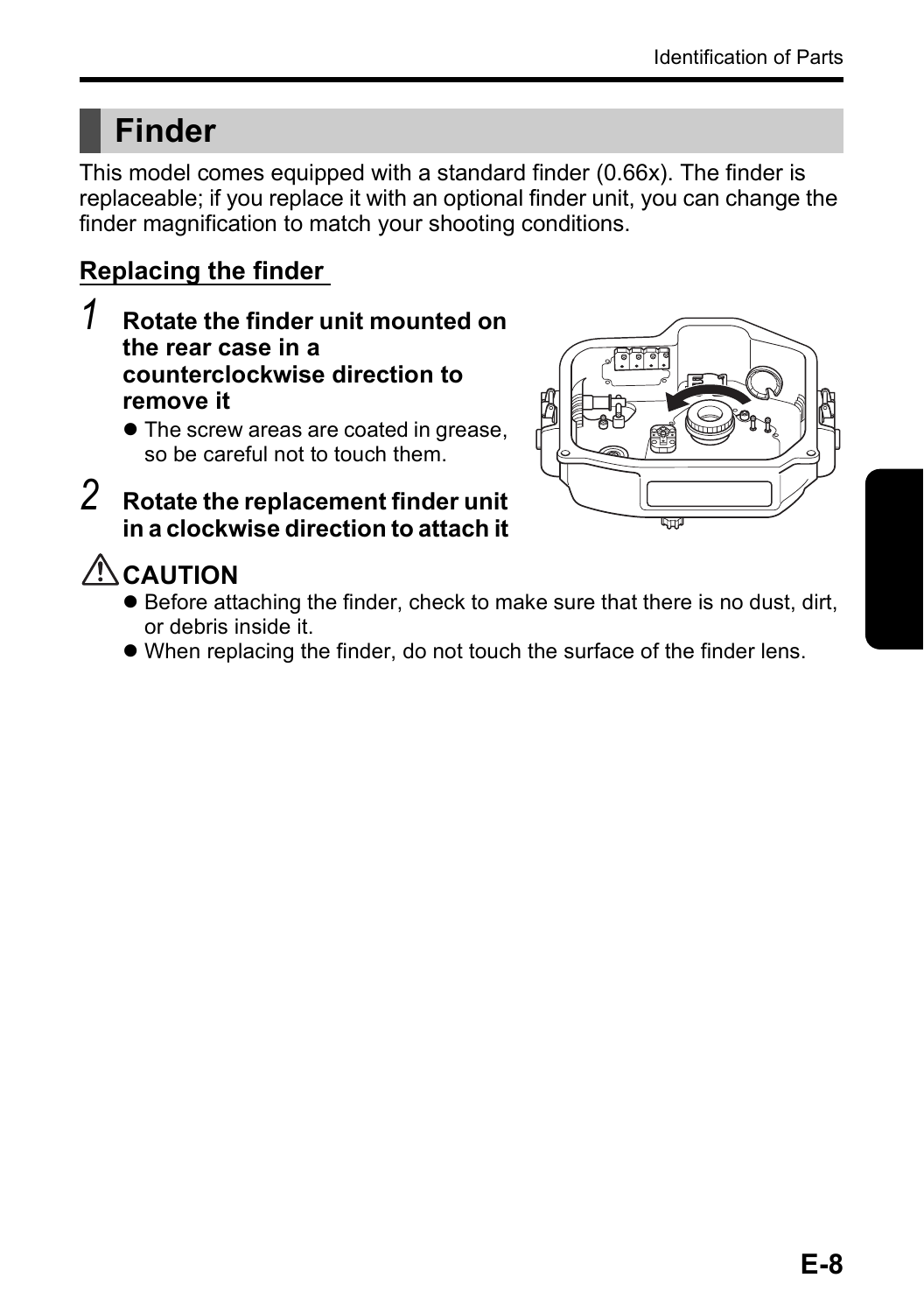## Finder

This model comes equipped with a standard finder (0.66x). The finder is replaceable; if you replace it with an optional finder unit, you can change the finder magnification to match your shooting conditions.

### Replacing the finder

1. **Rotate the finder unit mounted on the rear case in a counterclockwise direction to remove it**
   - The screw areas are coated in grease, so be careful not to touch them.
2. **Rotate the replacement finder unit in a clockwise direction to attach it**

**⚠ CAUTION**

- Before attaching the finder, check to make sure that there is no dust, dirt, or debris inside it.
- When replacing the finder, do not touch the surface of the finder lens.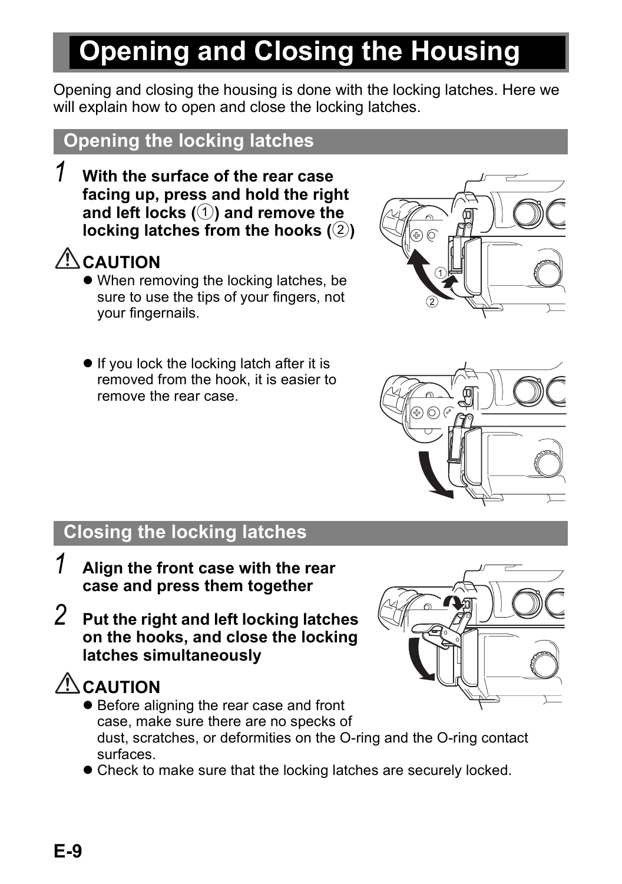# Opening and Closing the Housing

Opening and closing the housing is done with the locking latches. Here we will explain how to open and close the locking latches.

## Opening the locking latches

**1 With the surface of the rear case facing up, press and hold the right and left locks (①) and remove the locking latches from the hooks (②)**

⚠ **CAUTION**

- When removing the locking latches, be sure to use the tips of your fingers, not your fingernails.
- If you lock the locking latch after it is removed from the hook, it is easier to remove the rear case.

## Closing the locking latches

**1 Align the front case with the rear case and press them together**

**2 Put the right and left locking latches on the hooks, and close the locking latches simultaneously**

⚠ **CAUTION**

- Before aligning the rear case and front case, make sure there are no specks of dust, scratches, or deformities on the O-ring and the O-ring contact surfaces.
- Check to make sure that the locking latches are securely locked.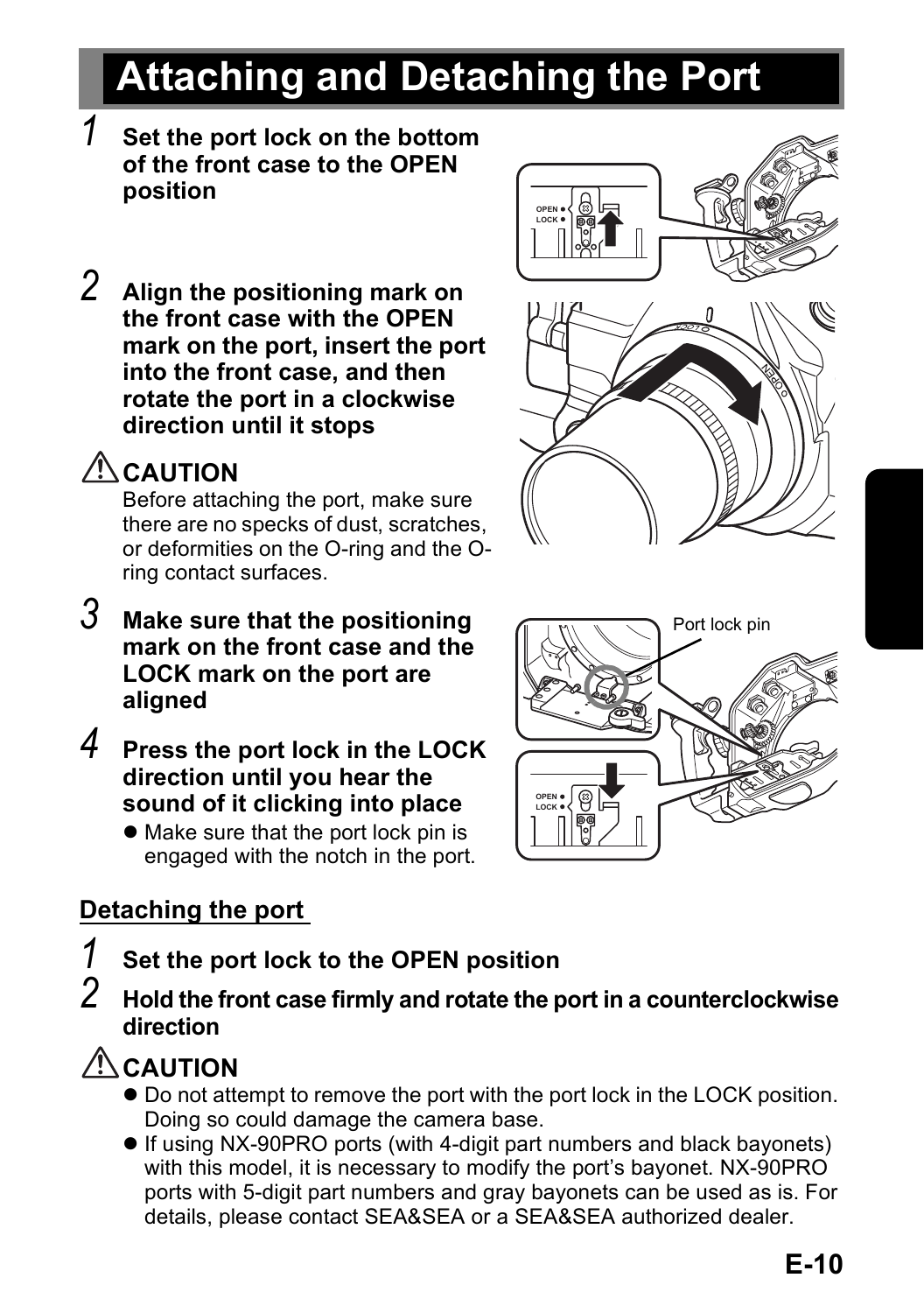# Attaching and Detaching the Port

1. **Set the port lock on the bottom of the front case to the OPEN position**

2. **Align the positioning mark on the front case with the OPEN mark on the port, insert the port into the front case, and then rotate the port in a clockwise direction until it stops**

⚠ **CAUTION**

Before attaching the port, make sure there are no specks of dust, scratches, or deformities on the O-ring and the O-ring contact surfaces.

3. **Make sure that the positioning mark on the front case and the LOCK mark on the port are aligned**

4. **Press the port lock in the LOCK direction until you hear the sound of it clicking into place**
   - Make sure that the port lock pin is engaged with the notch in the port.

Port lock pin

## Detaching the port

1. **Set the port lock to the OPEN position**
2. **Hold the front case firmly and rotate the port in a counterclockwise direction**

⚠ **CAUTION**

- Do not attempt to remove the port with the port lock in the LOCK position. Doing so could damage the camera base.
- If using NX-90PRO ports (with 4-digit part numbers and black bayonets) with this model, it is necessary to modify the port's bayonet. NX-90PRO ports with 5-digit part numbers and gray bayonets can be used as is. For details, please contact SEA&SEA or a SEA&SEA authorized dealer.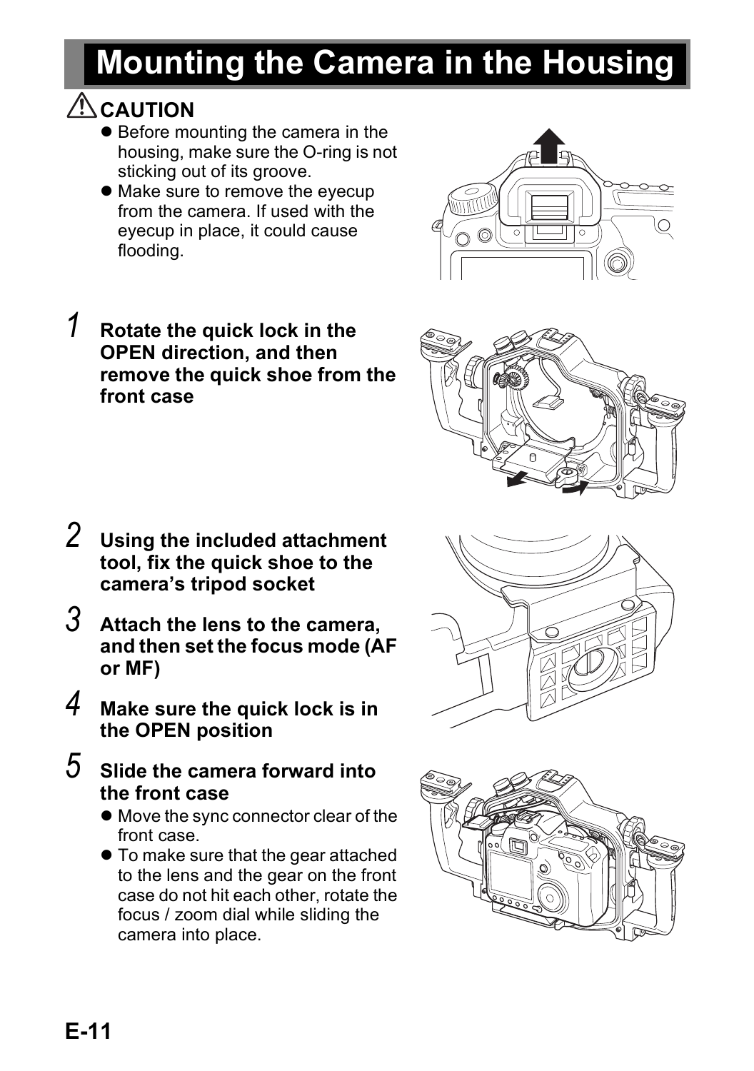# Mounting the Camera in the Housing

⚠ **CAUTION**

- Before mounting the camera in the housing, make sure the O-ring is not sticking out of its groove.
- Make sure to remove the eyecup from the camera. If used with the eyecup in place, it could cause flooding.

**1 Rotate the quick lock in the OPEN direction, and then remove the quick shoe from the front case**

**2 Using the included attachment tool, fix the quick shoe to the camera's tripod socket**

**3 Attach the lens to the camera, and then set the focus mode (AF or MF)**

**4 Make sure the quick lock is in the OPEN position**

**5 Slide the camera forward into the front case**

- Move the sync connector clear of the front case.
- To make sure that the gear attached to the lens and the gear on the front case do not hit each other, rotate the focus / zoom dial while sliding the camera into place.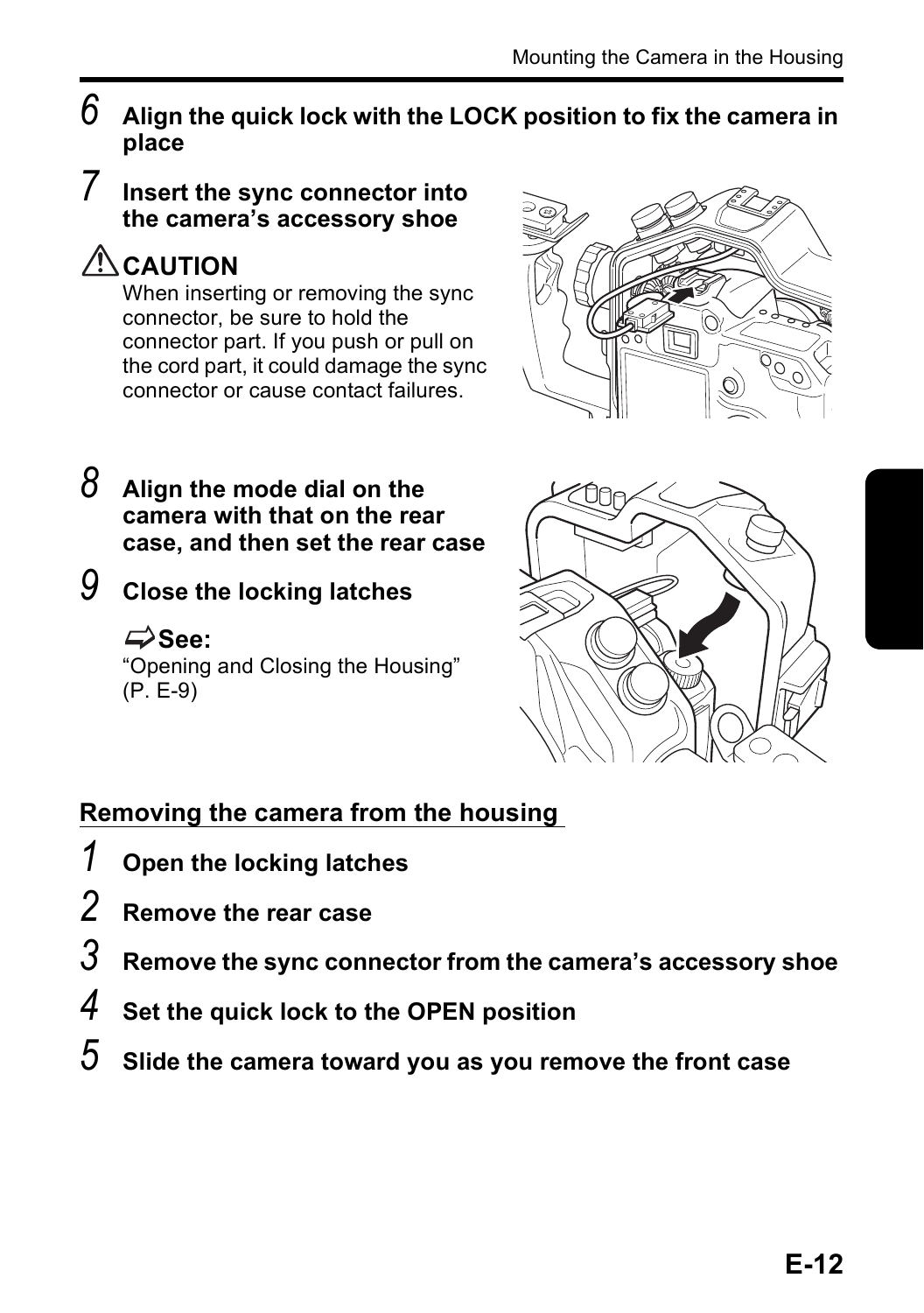6. **Align the quick lock with the LOCK position to fix the camera in place**

7. **Insert the sync connector into the camera's accessory shoe**

   ⚠ **CAUTION**
   When inserting or removing the sync connector, be sure to hold the connector part. If you push or pull on the cord part, it could damage the sync connector or cause contact failures.

8. **Align the mode dial on the camera with that on the rear case, and then set the rear case**

9. **Close the locking latches**

   **See:**
   "Opening and Closing the Housing" (P. E-9)

## Removing the camera from the housing

1. **Open the locking latches**
2. **Remove the rear case**
3. **Remove the sync connector from the camera's accessory shoe**
4. **Set the quick lock to the OPEN position**
5. **Slide the camera toward you as you remove the front case**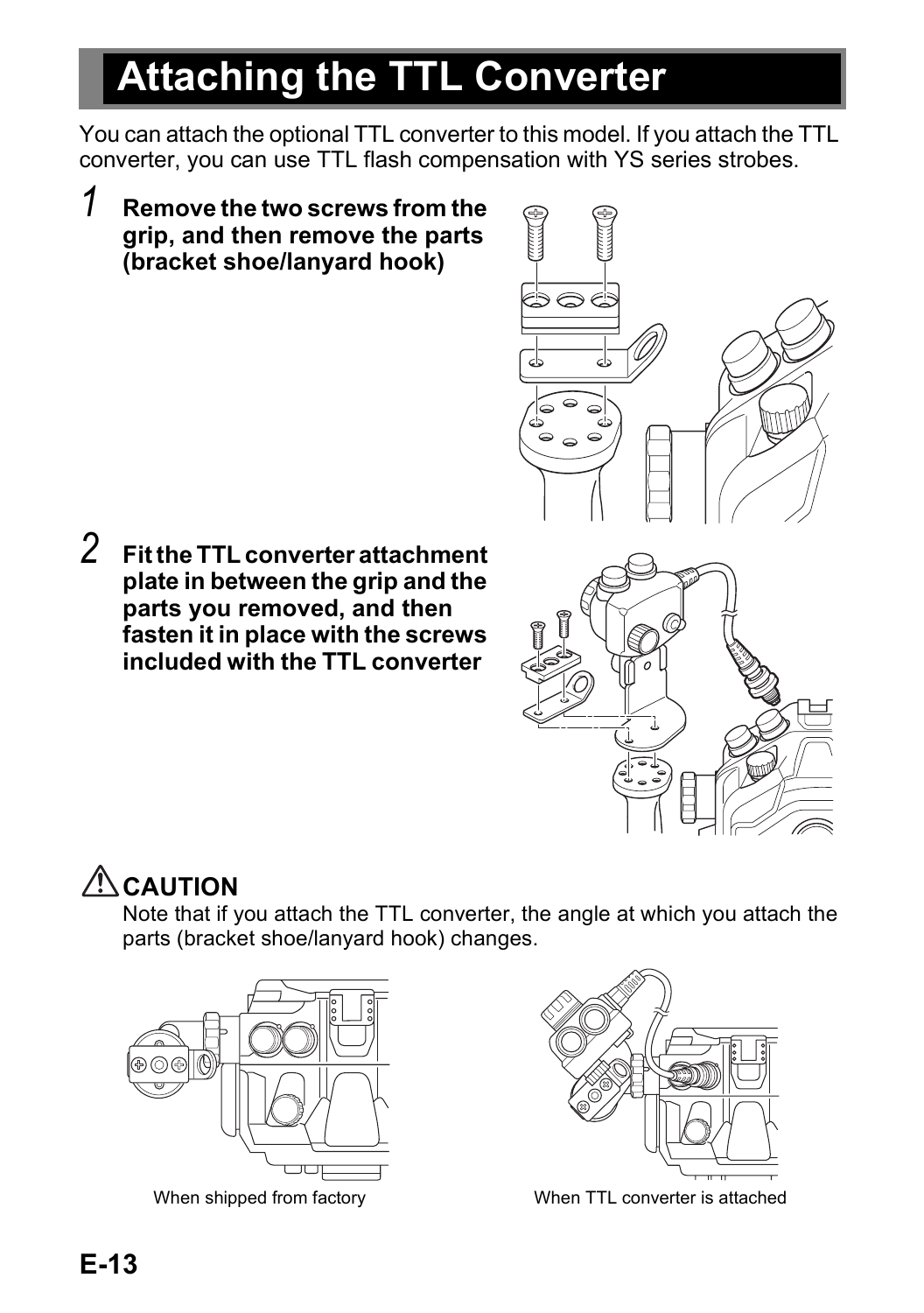# Attaching the TTL Converter

You can attach the optional TTL converter to this model. If you attach the TTL converter, you can use TTL flash compensation with YS series strobes.

1. **Remove the two screws from the grip, and then remove the parts (bracket shoe/lanyard hook)**

2. **Fit the TTL converter attachment plate in between the grip and the parts you removed, and then fasten it in place with the screws included with the TTL converter**

## ⚠ CAUTION

Note that if you attach the TTL converter, the angle at which you attach the parts (bracket shoe/lanyard hook) changes.

When shipped from factory

When TTL converter is attached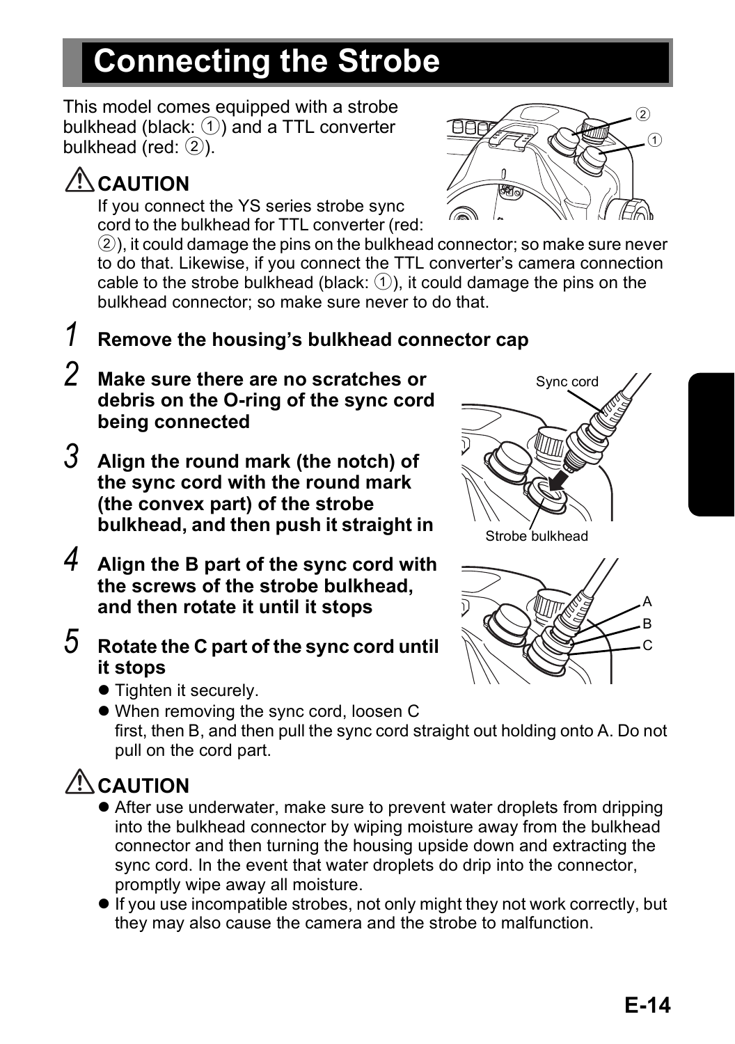# Connecting the Strobe

This model comes equipped with a strobe bulkhead (black: ①) and a TTL converter bulkhead (red: ②).

**⚠ CAUTION**

If you connect the YS series strobe sync cord to the bulkhead for TTL converter (red: ②), it could damage the pins on the bulkhead connector; so make sure never to do that. Likewise, if you connect the TTL converter's camera connection cable to the strobe bulkhead (black: ①), it could damage the pins on the bulkhead connector; so make sure never to do that.

1. **Remove the housing's bulkhead connector cap**
2. **Make sure there are no scratches or debris on the O-ring of the sync cord being connected**
3. **Align the round mark (the notch) of the sync cord with the round mark (the convex part) of the strobe bulkhead, and then push it straight in**
4. **Align the B part of the sync cord with the screws of the strobe bulkhead, and then rotate it until it stops**
5. **Rotate the C part of the sync cord until it stops**
   - Tighten it securely.
   - When removing the sync cord, loosen C first, then B, and then pull the sync cord straight out holding onto A. Do not pull on the cord part.

**⚠ CAUTION**

- After use underwater, make sure to prevent water droplets from dripping into the bulkhead connector by wiping moisture away from the bulkhead connector and then turning the housing upside down and extracting the sync cord. In the event that water droplets do drip into the connector, promptly wipe away all moisture.
- If you use incompatible strobes, not only might they not work correctly, but they may also cause the camera and the strobe to malfunction.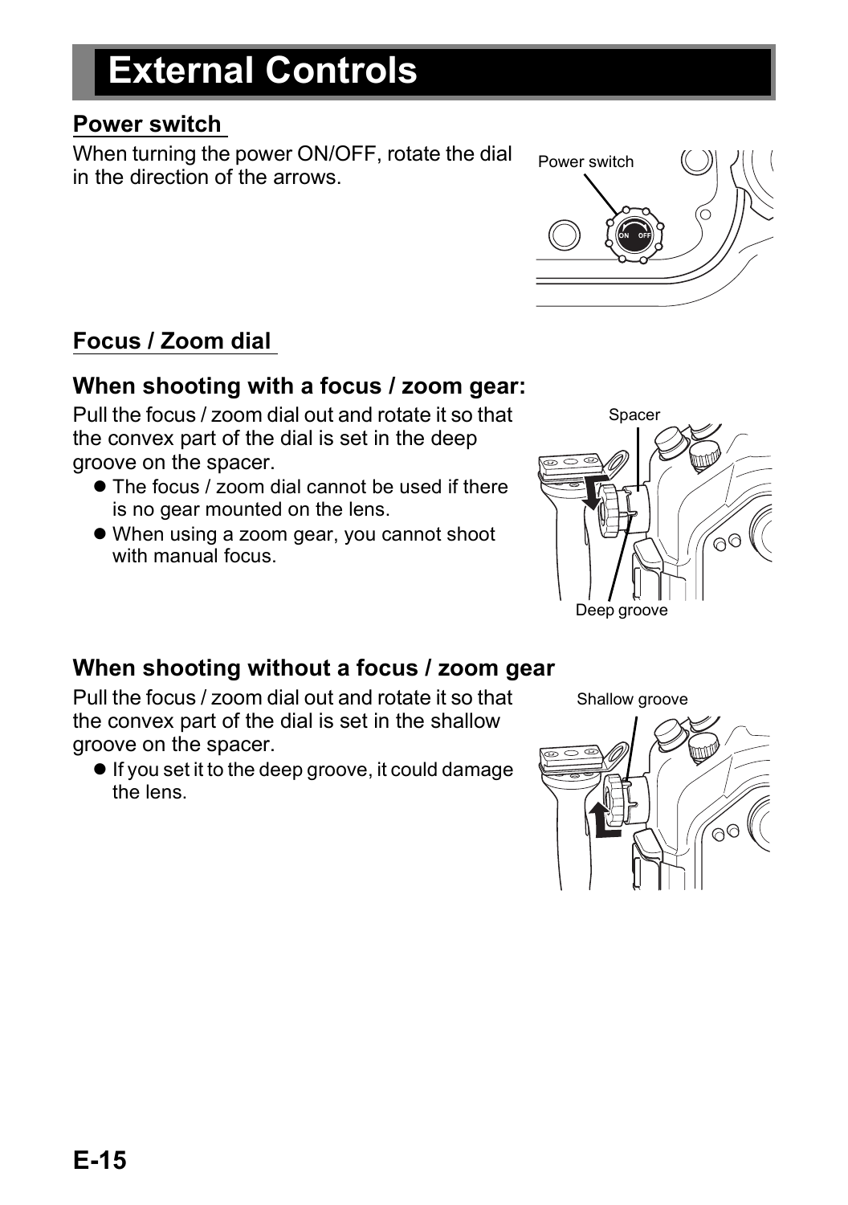# External Controls

## Power switch

When turning the power ON/OFF, rotate the dial in the direction of the arrows.

## Focus / Zoom dial

### When shooting with a focus / zoom gear:

Pull the focus / zoom dial out and rotate it so that the convex part of the dial is set in the deep groove on the spacer.

- The focus / zoom dial cannot be used if there is no gear mounted on the lens.
- When using a zoom gear, you cannot shoot with manual focus.

### When shooting without a focus / zoom gear

Pull the focus / zoom dial out and rotate it so that the convex part of the dial is set in the shallow groove on the spacer.

- If you set it to the deep groove, it could damage the lens.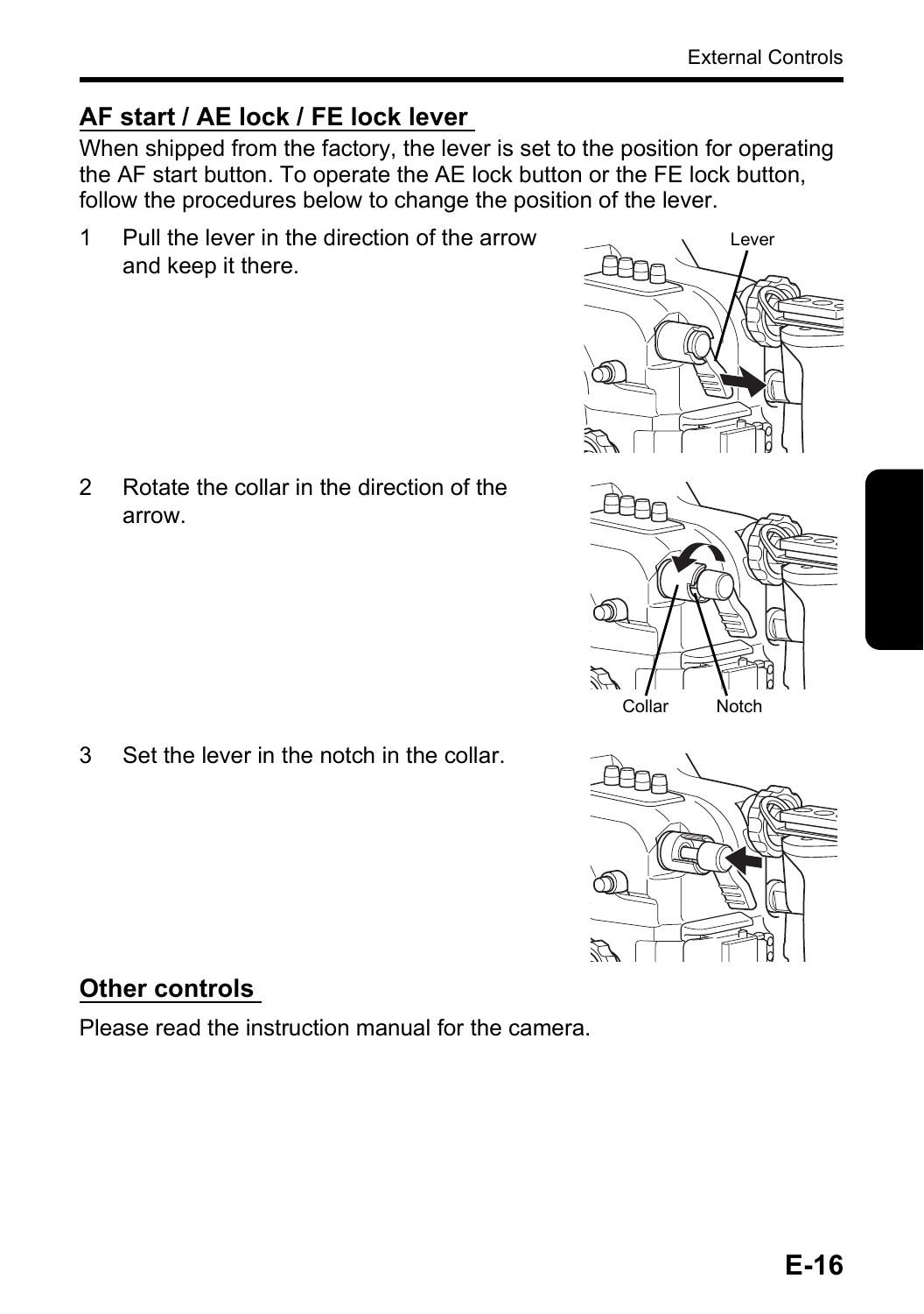## AF start / AE lock / FE lock lever

When shipped from the factory, the lever is set to the position for operating the AF start button. To operate the AE lock button or the FE lock button, follow the procedures below to change the position of the lever.

1. Pull the lever in the direction of the arrow and keep it there.
2. Rotate the collar in the direction of the arrow.
3. Set the lever in the notch in the collar.

## Other controls

Please read the instruction manual for the camera.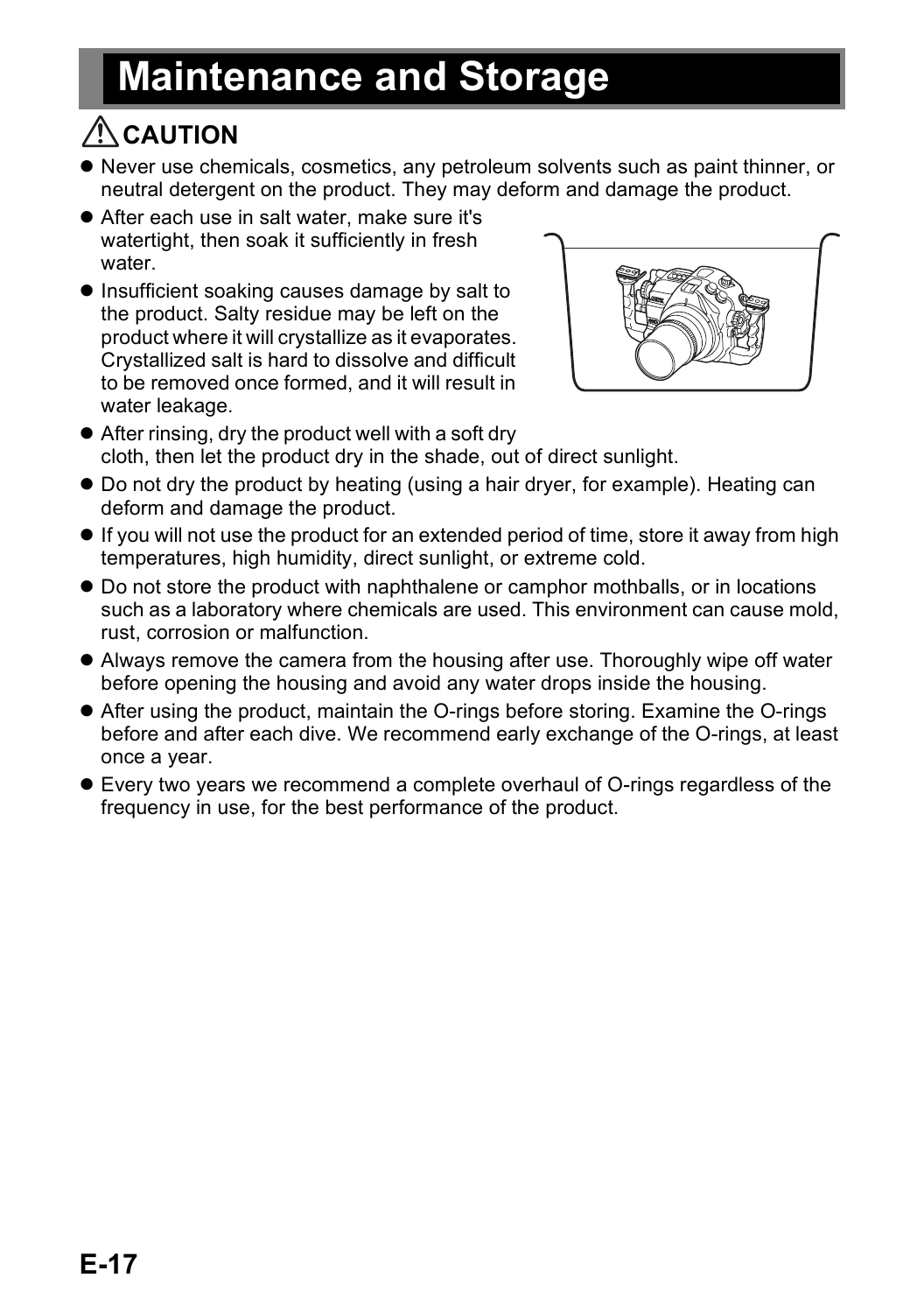# Maintenance and Storage

## ⚠ CAUTION

- Never use chemicals, cosmetics, any petroleum solvents such as paint thinner, or neutral detergent on the product. They may deform and damage the product.
- After each use in salt water, make sure it's watertight, then soak it sufficiently in fresh water.
- Insufficient soaking causes damage by salt to the product. Salty residue may be left on the product where it will crystallize as it evaporates. Crystallized salt is hard to dissolve and difficult to be removed once formed, and it will result in water leakage.
- After rinsing, dry the product well with a soft dry cloth, then let the product dry in the shade, out of direct sunlight.
- Do not dry the product by heating (using a hair dryer, for example). Heating can deform and damage the product.
- If you will not use the product for an extended period of time, store it away from high temperatures, high humidity, direct sunlight, or extreme cold.
- Do not store the product with naphthalene or camphor mothballs, or in locations such as a laboratory where chemicals are used. This environment can cause mold, rust, corrosion or malfunction.
- Always remove the camera from the housing after use. Thoroughly wipe off water before opening the housing and avoid any water drops inside the housing.
- After using the product, maintain the O-rings before storing. Examine the O-rings before and after each dive. We recommend early exchange of the O-rings, at least once a year.
- Every two years we recommend a complete overhaul of O-rings regardless of the frequency in use, for the best performance of the product.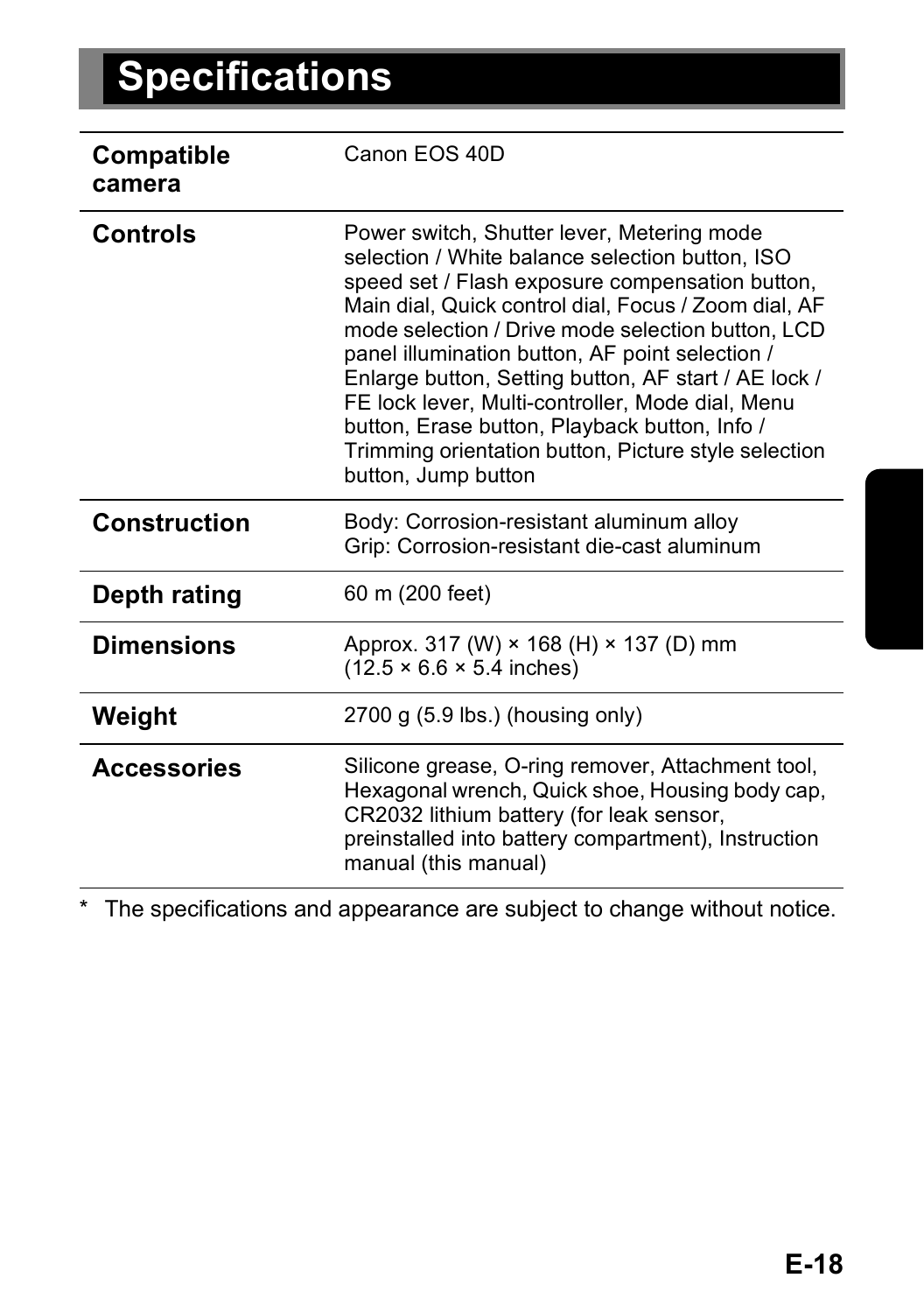# Specifications

| | |
|---|---|
| **Compatible camera** | Canon EOS 40D |
| **Controls** | Power switch, Shutter lever, Metering mode selection / White balance selection button, ISO speed set / Flash exposure compensation button, Main dial, Quick control dial, Focus / Zoom dial, AF mode selection / Drive mode selection button, LCD panel illumination button, AF point selection / Enlarge button, Setting button, AF start / AE lock / FE lock lever, Multi-controller, Mode dial, Menu button, Erase button, Playback button, Info / Trimming orientation button, Picture style selection button, Jump button |
| **Construction** | Body: Corrosion-resistant aluminum alloy<br>Grip: Corrosion-resistant die-cast aluminum |
| **Depth rating** | 60 m (200 feet) |
| **Dimensions** | Approx. 317 (W) × 168 (H) × 137 (D) mm<br>(12.5 × 6.6 × 5.4 inches) |
| **Weight** | 2700 g (5.9 lbs.) (housing only) |
| **Accessories** | Silicone grease, O-ring remover, Attachment tool, Hexagonal wrench, Quick shoe, Housing body cap, CR2032 lithium battery (for leak sensor, preinstalled into battery compartment), Instruction manual (this manual) |

* The specifications and appearance are subject to change without notice.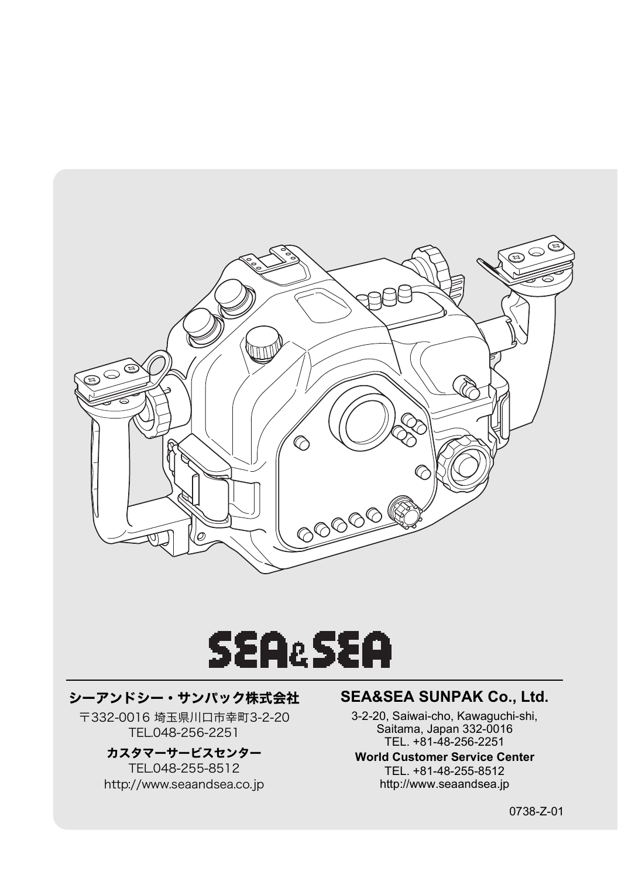SEA&SEA

**シーアンドシー・サンパック株式会社**

〒332-0016 埼玉県川口市幸町3-2-20
TEL.048-256-2251

**カスタマーサービスセンター**
TEL.048-255-8512
http://www.seaandsea.co.jp

**SEA&SEA SUNPAK Co., Ltd.**

3-2-20, Saiwai-cho, Kawaguchi-shi,
Saitama, Japan 332-0016
TEL. +81-48-256-2251

**World Customer Service Center**
TEL. +81-48-255-8512
http://www.seaandsea.jp

0738-Z-01